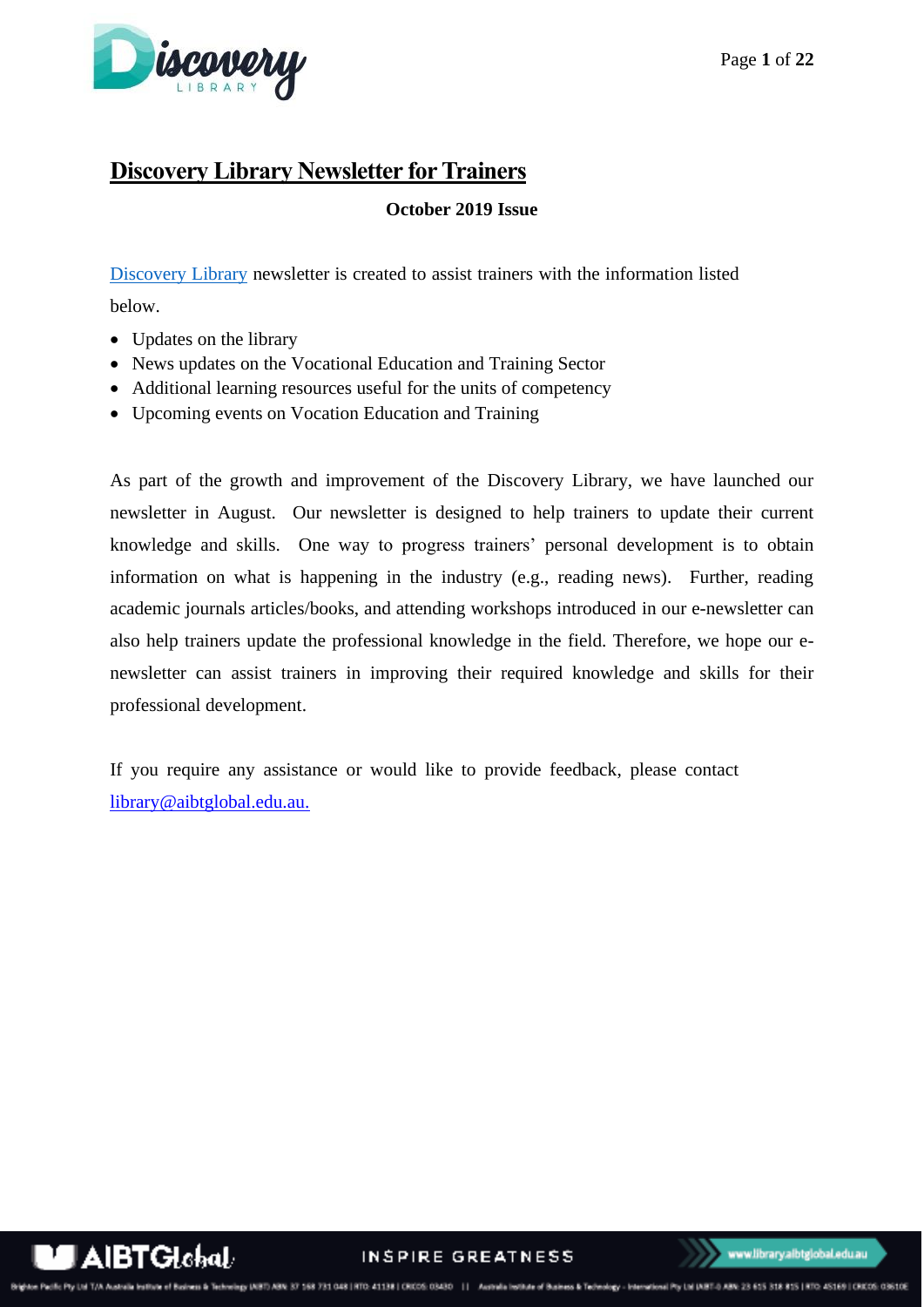# Discovery Library Newsletter for Trainers

**October 2019 Issue**

Discovery Library newsletter is created to assist trainers with the information listed below.

- Updates on the library
- News updates on the Vocational Education and Training Sector
- Additional learning resources useful for the units of competency
- Upcoming events on Vocation Education and Training

As part of the growth and improvement of the Discovery Library, we have launched our newsletter in August. Our newsletter is designed to help trainers to update their current knowledge and skills. One way to progress trainers' personal development is to obtain information on what is happening in the industry (e.g., reading news). Further, reading academic journals articles/books, and attending workshops introduced in our e-newsletter can also help trainers update the professional knowledge in the field. Therefore, we hope our e-newsletter can assist trainers in improving their required knowledge and skills for their professional development.

If you require any assistance or would like to provide feedback, please contact library@aibtglobal.edu.au.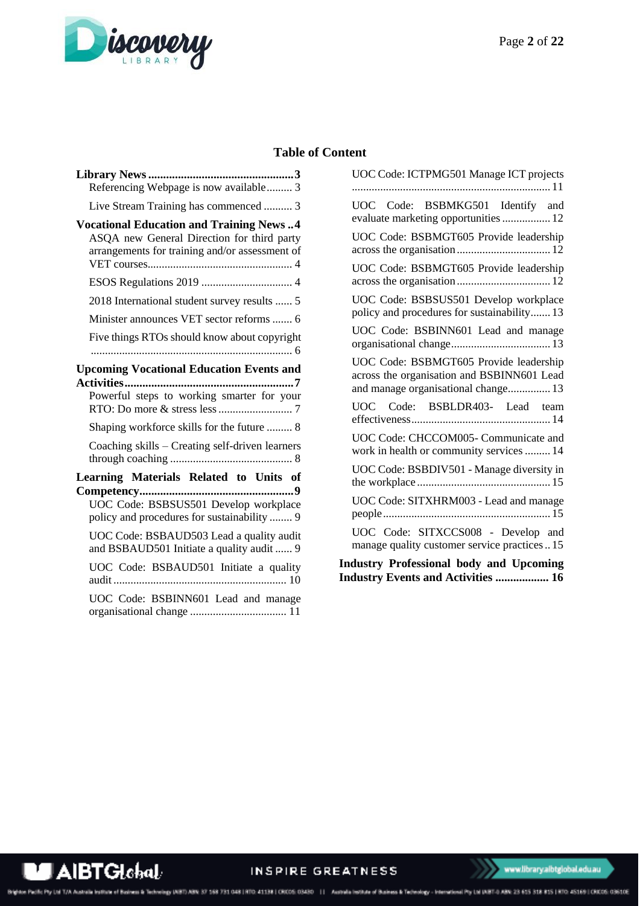## Table of Content

**Library News ... 3**
- Referencing Webpage is now available ... 3
- Live Stream Training has commenced ... 3

**Vocational Education and Training News ... 4**
- ASQA new General Direction for third party arrangements for training and/or assessment of VET courses ... 4
- ESOS Regulations 2019 ... 4
- 2018 International student survey results ... 5
- Minister announces VET sector reforms ... 6
- Five things RTOs should know about copyright ... 6

**Upcoming Vocational Education Events and Activities ... 7**
- Powerful steps to working smarter for your RTO: Do more & stress less ... 7
- Shaping workforce skills for the future ... 8
- Coaching skills – Creating self-driven learners through coaching ... 8

**Learning Materials Related to Units of Competency ... 9**
- UOC Code: BSBSUS501 Develop workplace policy and procedures for sustainability ... 9
- UOC Code: BSBAUD503 Lead a quality audit and BSBAUD501 Initiate a quality audit ... 9
- UOC Code: BSBAUD501 Initiate a quality audit ... 10
- UOC Code: BSBINN601 Lead and manage organisational change ... 11
- UOC Code: ICTPMG501 Manage ICT projects ... 11
- UOC Code: BSBMKG501 Identify and evaluate marketing opportunities ... 12
- UOC Code: BSBMGT605 Provide leadership across the organisation ... 12
- UOC Code: BSBMGT605 Provide leadership across the organisation ... 12
- UOC Code: BSBSUS501 Develop workplace policy and procedures for sustainability ... 13
- UOC Code: BSBINN601 Lead and manage organisational change ... 13
- UOC Code: BSBMGT605 Provide leadership across the organisation and BSBINN601 Lead and manage organisational change ... 13
- UOC Code: BSBLDR403- Lead team effectiveness ... 14
- UOC Code: CHCCOM005- Communicate and work in health or community services ... 14
- UOC Code: BSBDIV501 - Manage diversity in the workplace ... 15
- UOC Code: SITXHRM003 - Lead and manage people ... 15
- UOC Code: SITXCCS008 - Develop and manage quality customer service practices ... 15

**Industry Professional body and Upcoming Industry Events and Activities ... 16**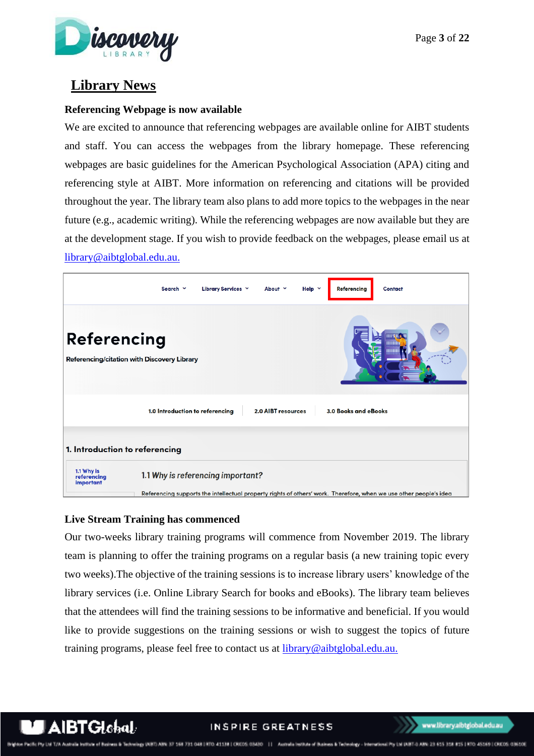# Library News

### Referencing Webpage is now available

We are excited to announce that referencing webpages are available online for AIBT students and staff. You can access the webpages from the library homepage. These referencing webpages are basic guidelines for the American Psychological Association (APA) citing and referencing style at AIBT. More information on referencing and citations will be provided throughout the year. The library team also plans to add more topics to the webpages in the near future (e.g., academic writing). While the referencing webpages are now available but they are at the development stage. If you wish to provide feedback on the webpages, please email us at library@aibtglobal.edu.au.

### Live Stream Training has commenced

Our two-weeks library training programs will commence from November 2019. The library team is planning to offer the training programs on a regular basis (a new training topic every two weeks).The objective of the training sessions is to increase library users' knowledge of the library services (i.e. Online Library Search for books and eBooks). The library team believes that the attendees will find the training sessions to be informative and beneficial. If you would like to provide suggestions on the training sessions or wish to suggest the topics of future training programs, please feel free to contact us at library@aibtglobal.edu.au.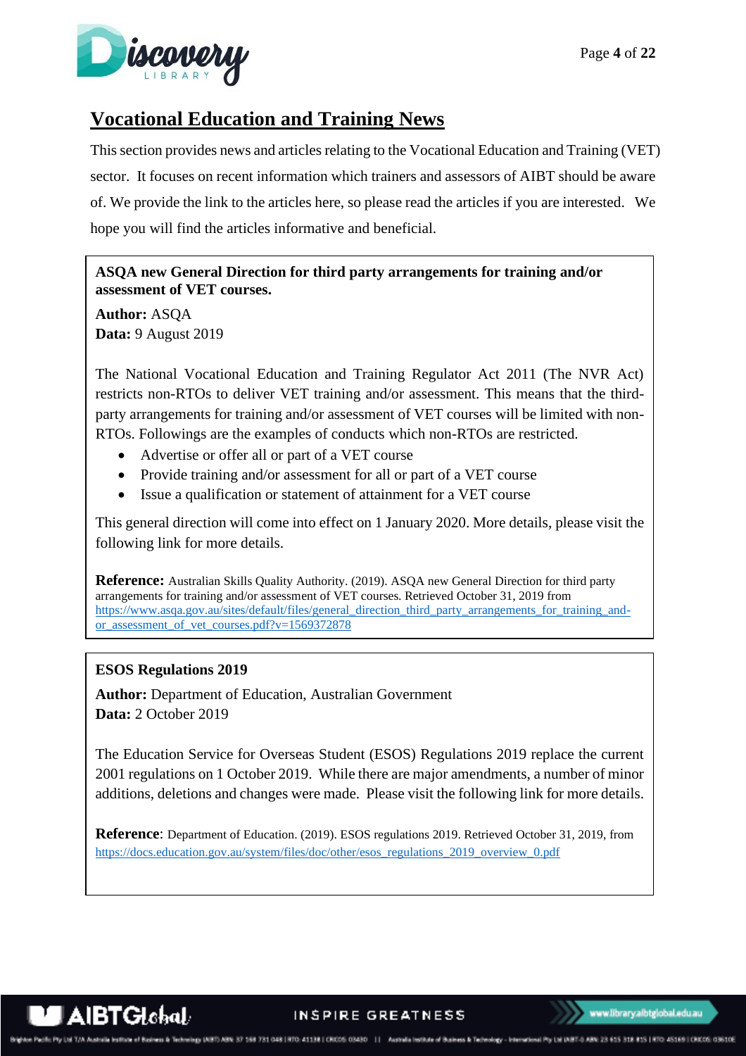## Vocational Education and Training News

This section provides news and articles relating to the Vocational Education and Training (VET) sector. It focuses on recent information which trainers and assessors of AIBT should be aware of. We provide the link to the articles here, so please read the articles if you are interested. We hope you will find the articles informative and beneficial.

**ASQA new General Direction for third party arrangements for training and/or assessment of VET courses.**

**Author:** ASQA
**Data:** 9 August 2019

The National Vocational Education and Training Regulator Act 2011 (The NVR Act) restricts non-RTOs to deliver VET training and/or assessment. This means that the third-party arrangements for training and/or assessment of VET courses will be limited with non-RTOs. Followings are the examples of conducts which non-RTOs are restricted.

- Advertise or offer all or part of a VET course
- Provide training and/or assessment for all or part of a VET course
- Issue a qualification or statement of attainment for a VET course

This general direction will come into effect on 1 January 2020. More details, please visit the following link for more details.

**Reference:** Australian Skills Quality Authority. (2019). ASQA new General Direction for third party arrangements for training and/or assessment of VET courses. Retrieved October 31, 2019 from https://www.asqa.gov.au/sites/default/files/general_direction_third_party_arrangements_for_training_and-or_assessment_of_vet_courses.pdf?v=1569372878

**ESOS Regulations 2019**

**Author:** Department of Education, Australian Government
**Data:** 2 October 2019

The Education Service for Overseas Student (ESOS) Regulations 2019 replace the current 2001 regulations on 1 October 2019. While there are major amendments, a number of minor additions, deletions and changes were made. Please visit the following link for more details.

**Reference**: Department of Education. (2019). ESOS regulations 2019. Retrieved October 31, 2019, from https://docs.education.gov.au/system/files/doc/other/esos_regulations_2019_overview_0.pdf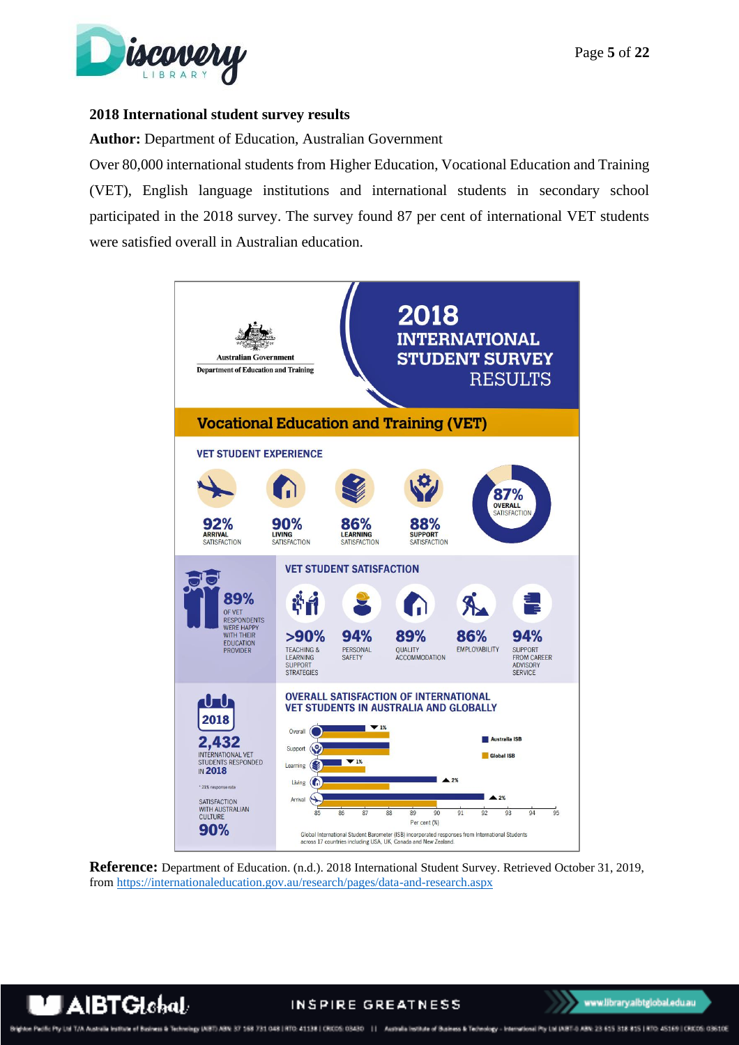## 2018 International student survey results

**Author:** Department of Education, Australian Government

Over 80,000 international students from Higher Education, Vocational Education and Training (VET), English language institutions and international students in secondary school participated in the 2018 survey. The survey found 87 per cent of international VET students were satisfied overall in Australian education.

Australian Government
Department of Education and Training

# 2018 INTERNATIONAL STUDENT SURVEY RESULTS

## Vocational Education and Training (VET)

### VET STUDENT EXPERIENCE

- 92% ARRIVAL SATISFACTION
- 90% LIVING SATISFACTION
- 86% LEARNING SATISFACTION
- 88% SUPPORT SATISFACTION
- 87% OVERALL SATISFACTION

89% OF VET RESPONDENTS WERE HAPPY WITH THEIR EDUCATION PROVIDER

### VET STUDENT SATISFACTION

- >90% TEACHING & LEARNING SUPPORT STRATEGIES
- 94% PERSONAL SAFETY
- 89% QUALITY ACCOMMODATION
- 86% EMPLOYABILITY
- 94% SUPPORT FROM CAREER ADVISORY SERVICE

2018

2,432 INTERNATIONAL VET STUDENTS RESPONDED IN 2018

* 21% response rate

SATISFACTION WITH AUSTRALIAN CULTURE 90%

### OVERALL SATISFACTION OF INTERNATIONAL VET STUDENTS IN AUSTRALIA AND GLOBALLY

Legend: Australia ISB; Global ISB

- Overall ▼ 1%
- Support
- Learning ▼ 1%
- Living ▲ 2%
- Arrival ▲ 2%

Per cent (%): 85, 86, 87, 88, 89, 90, 91, 92, 93, 94, 95

Global International Student Barometer (ISB) incorporated responses from International Students across 17 countries including USA, UK, Canada and New Zealand.

**Reference:** Department of Education. (n.d.). 2018 International Student Survey. Retrieved October 31, 2019, from https://internationaleducation.gov.au/research/pages/data-and-research.aspx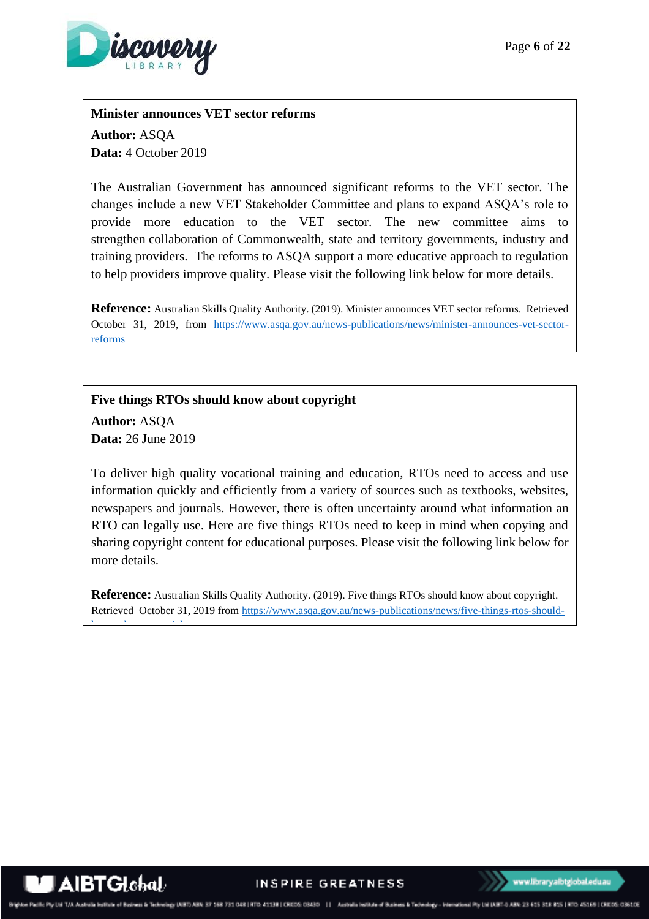**Minister announces VET sector reforms**

**Author:** ASQA
**Data:** 4 October 2019

The Australian Government has announced significant reforms to the VET sector. The changes include a new VET Stakeholder Committee and plans to expand ASQA's role to provide more education to the VET sector. The new committee aims to strengthen collaboration of Commonwealth, state and territory governments, industry and training providers. The reforms to ASQA support a more educative approach to regulation to help providers improve quality. Please visit the following link below for more details.

**Reference:** Australian Skills Quality Authority. (2019). Minister announces VET sector reforms. Retrieved October 31, 2019, from https://www.asqa.gov.au/news-publications/news/minister-announces-vet-sector-reforms

**Five things RTOs should know about copyright**

**Author:** ASQA
**Data:** 26 June 2019

To deliver high quality vocational training and education, RTOs need to access and use information quickly and efficiently from a variety of sources such as textbooks, websites, newspapers and journals. However, there is often uncertainty around what information an RTO can legally use. Here are five things RTOs need to keep in mind when copying and sharing copyright content for educational purposes. Please visit the following link below for more details.

**Reference:** Australian Skills Quality Authority. (2019). Five things RTOs should know about copyright. Retrieved October 31, 2019 from https://www.asqa.gov.au/news-publications/news/five-things-rtos-should-know-about-copyright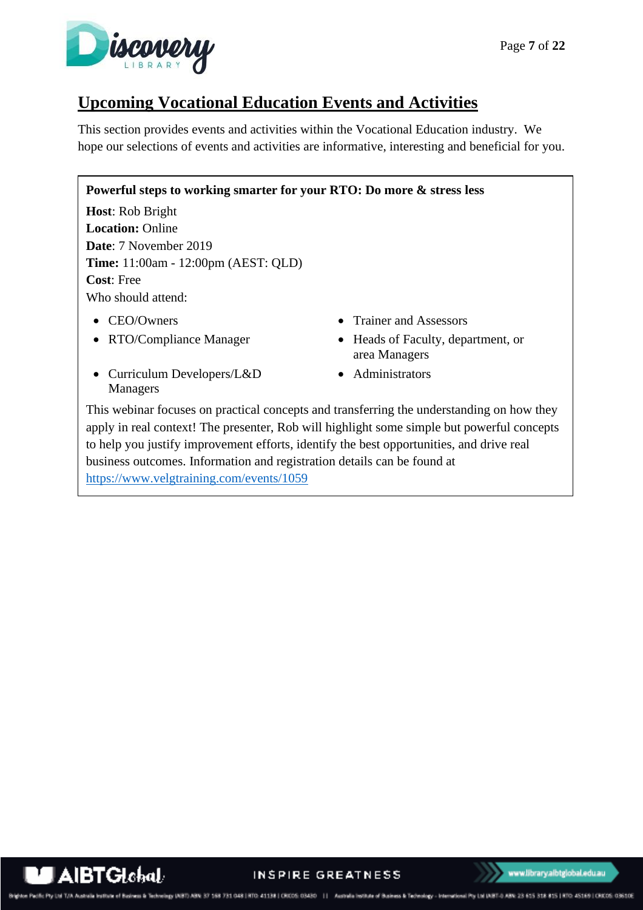## Upcoming Vocational Education Events and Activities

This section provides events and activities within the Vocational Education industry. We hope our selections of events and activities are informative, interesting and beneficial for you.

**Powerful steps to working smarter for your RTO: Do more & stress less**

**Host**: Rob Bright
**Location:** Online
**Date**: 7 November 2019
**Time:** 11:00am - 12:00pm (AEST: QLD)
**Cost**: Free
Who should attend:

- CEO/Owners
- RTO/Compliance Manager
- Curriculum Developers/L&D Managers
- Trainer and Assessors
- Heads of Faculty, department, or area Managers
- Administrators

This webinar focuses on practical concepts and transferring the understanding on how they apply in real context! The presenter, Rob will highlight some simple but powerful concepts to help you justify improvement efforts, identify the best opportunities, and drive real business outcomes. Information and registration details can be found at https://www.velgtraining.com/events/1059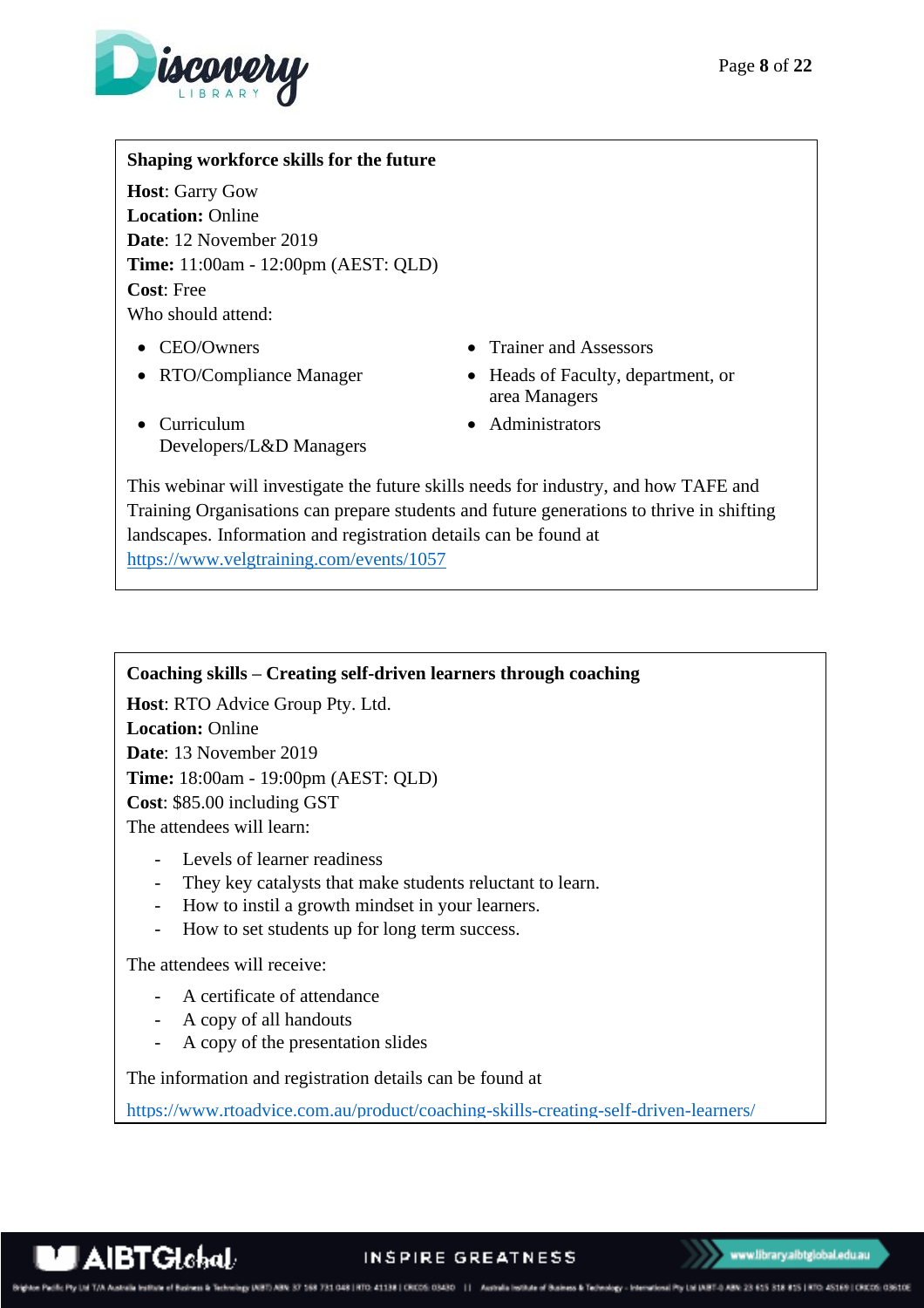**Shaping workforce skills for the future**

**Host**: Garry Gow
**Location:** Online
**Date**: 12 November 2019
**Time:** 11:00am - 12:00pm (AEST: QLD)
**Cost**: Free
Who should attend:

- CEO/Owners
- RTO/Compliance Manager
- Curriculum Developers/L&D Managers
- Trainer and Assessors
- Heads of Faculty, department, or area Managers
- Administrators

This webinar will investigate the future skills needs for industry, and how TAFE and Training Organisations can prepare students and future generations to thrive in shifting landscapes. Information and registration details can be found at https://www.velgtraining.com/events/1057

**Coaching skills – Creating self-driven learners through coaching**

**Host**: RTO Advice Group Pty. Ltd.
**Location:** Online
**Date**: 13 November 2019
**Time:** 18:00am - 19:00pm (AEST: QLD)
**Cost**: $85.00 including GST
The attendees will learn:

- Levels of learner readiness
- They key catalysts that make students reluctant to learn.
- How to instil a growth mindset in your learners.
- How to set students up for long term success.

The attendees will receive:

- A certificate of attendance
- A copy of all handouts
- A copy of the presentation slides

The information and registration details can be found at
https://www.rtoadvice.com.au/product/coaching-skills-creating-self-driven-learners/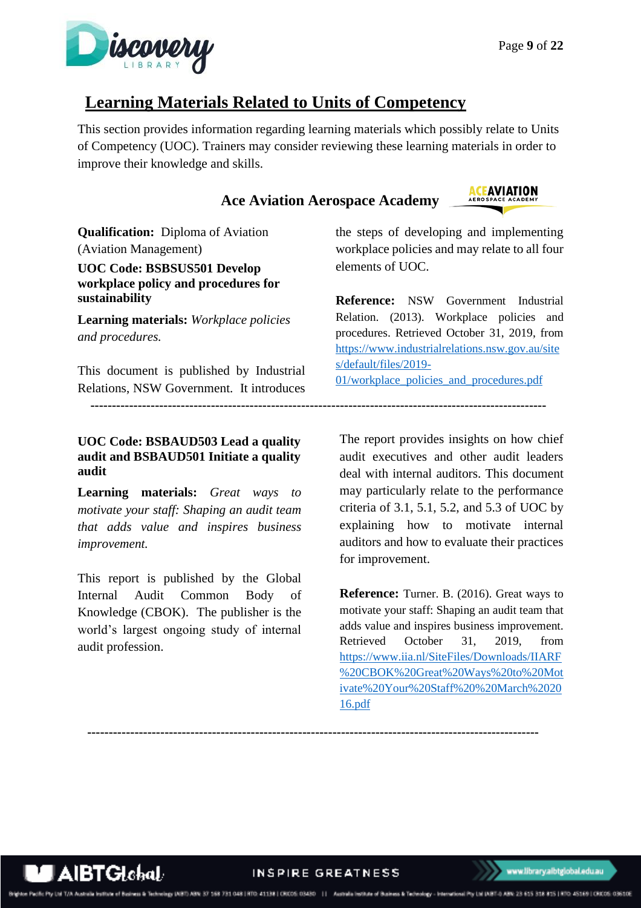## Learning Materials Related to Units of Competency

This section provides information regarding learning materials which possibly relate to Units of Competency (UOC). Trainers may consider reviewing these learning materials in order to improve their knowledge and skills.

### Ace Aviation Aerospace Academy

**Qualification:** Diploma of Aviation (Aviation Management)

**UOC Code: BSBSUS501 Develop workplace policy and procedures for sustainability**

**Learning materials:** *Workplace policies and procedures.*

This document is published by Industrial Relations, NSW Government. It introduces the steps of developing and implementing workplace policies and may relate to all four elements of UOC.

**Reference:** NSW Government Industrial Relation. (2013). Workplace policies and procedures. Retrieved October 31, 2019, from https://www.industrialrelations.nsw.gov.au/sites/default/files/2019-01/workplace_policies_and_procedures.pdf

---

**UOC Code: BSBAUD503 Lead a quality audit and BSBAUD501 Initiate a quality audit**

**Learning materials:** *Great ways to motivate your staff: Shaping an audit team that adds value and inspires business improvement.*

This report is published by the Global Internal Audit Common Body of Knowledge (CBOK). The publisher is the world's largest ongoing study of internal audit profession.

The report provides insights on how chief audit executives and other audit leaders deal with internal auditors. This document may particularly relate to the performance criteria of 3.1, 5.1, 5.2, and 5.3 of UOC by explaining how to motivate internal auditors and how to evaluate their practices for improvement.

**Reference:** Turner. B. (2016). Great ways to motivate your staff: Shaping an audit team that adds value and inspires business improvement. Retrieved October 31, 2019, from https://www.iia.nl/SiteFiles/Downloads/IIARF%20CBOK%20Great%20Ways%20to%20Motivate%20Your%20Staff%20%20March%202016.pdf

---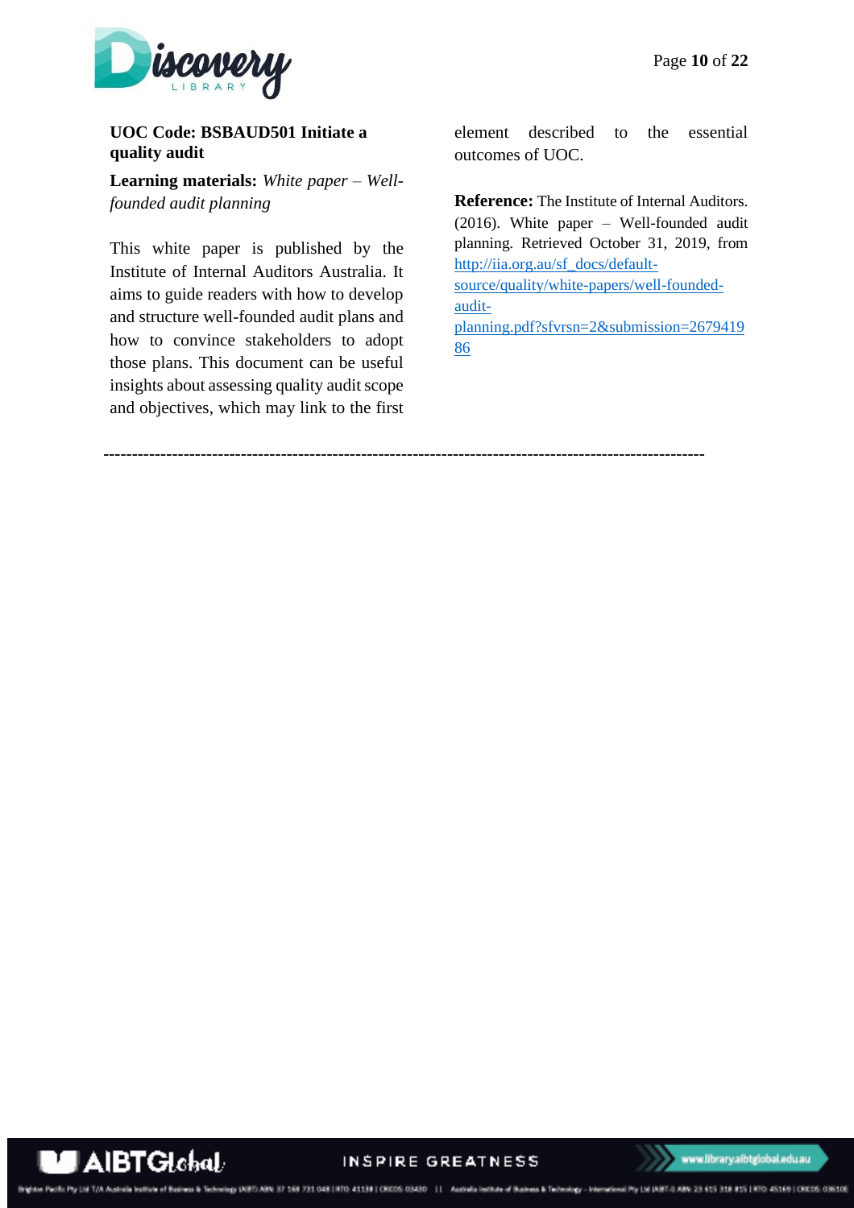**UOC Code: BSBAUD501 Initiate a quality audit**

**Learning materials:** *White paper – Well-founded audit planning*

This white paper is published by the Institute of Internal Auditors Australia. It aims to guide readers with how to develop and structure well-founded audit plans and how to convince stakeholders to adopt those plans. This document can be useful insights about assessing quality audit scope and objectives, which may link to the first element described to the essential outcomes of UOC.

**Reference:** The Institute of Internal Auditors. (2016). White paper – Well-founded audit planning. Retrieved October 31, 2019, from http://iia.org.au/sf_docs/default-source/quality/white-papers/well-founded-audit-planning.pdf?sfvrsn=2&submission=267941986

---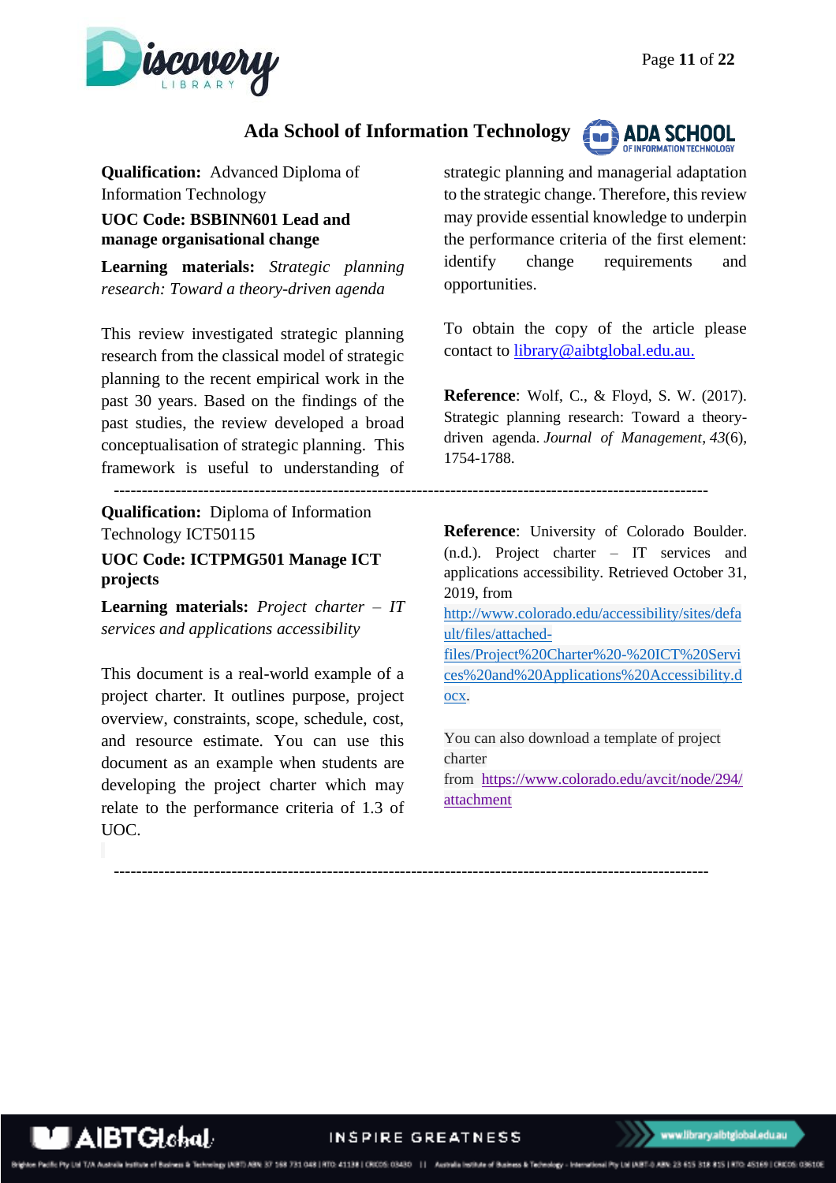## Ada School of Information Technology

**Qualification:** Advanced Diploma of Information Technology

**UOC Code: BSBINN601 Lead and manage organisational change**

**Learning materials:** *Strategic planning research: Toward a theory-driven agenda*

This review investigated strategic planning research from the classical model of strategic planning to the recent empirical work in the past 30 years. Based on the findings of the past studies, the review developed a broad conceptualisation of strategic planning. This framework is useful to understanding of strategic planning and managerial adaptation to the strategic change. Therefore, this review may provide essential knowledge to underpin the performance criteria of the first element: identify change requirements and opportunities.

To obtain the copy of the article please contact to [library@aibtglobal.edu.au.](mailto:library@aibtglobal.edu.au)

**Reference**: Wolf, C., & Floyd, S. W. (2017). Strategic planning research: Toward a theory-driven agenda. *Journal of Management*, *43*(6), 1754-1788.

---

**Qualification:** Diploma of Information Technology ICT50115

**UOC Code: ICTPMG501 Manage ICT projects**

**Learning materials:** *Project charter – IT services and applications accessibility*

This document is a real-world example of a project charter. It outlines purpose, project overview, constraints, scope, schedule, cost, and resource estimate. You can use this document as an example when students are developing the project charter which may relate to the performance criteria of 1.3 of UOC.

**Reference**: University of Colorado Boulder. (n.d.). Project charter – IT services and applications accessibility. Retrieved October 31, 2019, from [http://www.colorado.edu/accessibility/sites/default/files/attached-files/Project%20Charter%20-%20ICT%20Services%20and%20Applications%20Accessibility.docx](http://www.colorado.edu/accessibility/sites/default/files/attached-files/Project%20Charter%20-%20ICT%20Services%20and%20Applications%20Accessibility.docx).

You can also download a template of project charter from [https://www.colorado.edu/avcit/node/294/attachment](https://www.colorado.edu/avcit/node/294/attachment)

---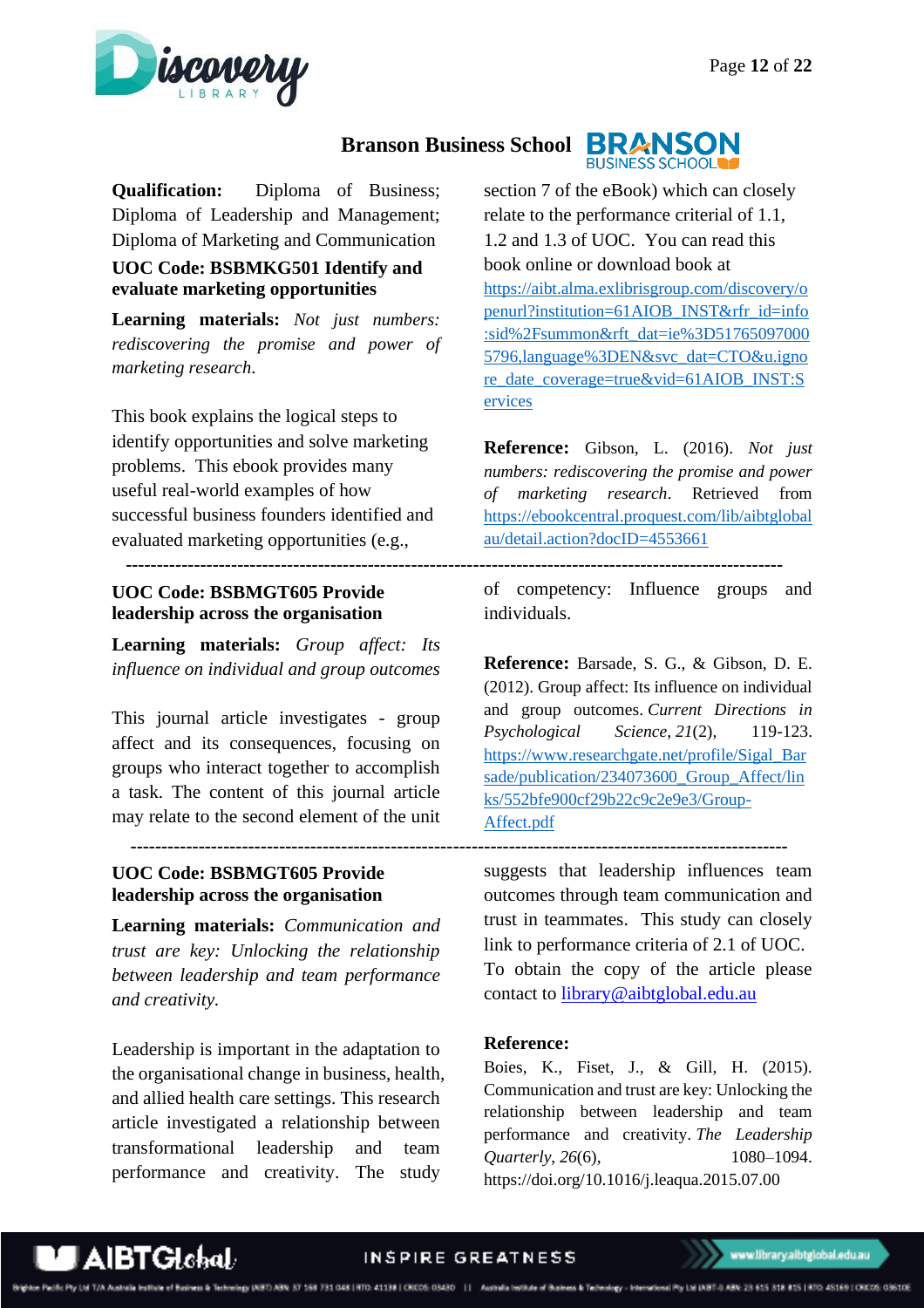## Branson Business School

**Qualification:** Diploma of Business; Diploma of Leadership and Management; Diploma of Marketing and Communication

### UOC Code: BSBMKG501 Identify and evaluate marketing opportunities

**Learning materials:** *Not just numbers: rediscovering the promise and power of marketing research*.

This book explains the logical steps to identify opportunities and solve marketing problems. This ebook provides many useful real-world examples of how successful business founders identified and evaluated marketing opportunities (e.g., section 7 of the eBook) which can closely relate to the performance criterial of 1.1, 1.2 and 1.3 of UOC. You can read this book online or download book at https://aibt.alma.exlibrisgroup.com/discovery/openurl?institution=61AIOB_INST&rfr_id=info:sid%2Fsummon&rft_dat=ie%3D517650970005796,language%3DEN&svc_dat=CTO&u.ignore_date_coverage=true&vid=61AIOB_INST:Services

**Reference:** Gibson, L. (2016). *Not just numbers: rediscovering the promise and power of marketing research*. Retrieved from https://ebookcentral.proquest.com/lib/aibtglobalau/detail.action?docID=4553661

---

### UOC Code: BSBMGT605 Provide leadership across the organisation

**Learning materials:** *Group affect: Its influence on individual and group outcomes*

This journal article investigates - group affect and its consequences, focusing on groups who interact together to accomplish a task. The content of this journal article may relate to the second element of the unit of competency: Influence groups and individuals.

**Reference:** Barsade, S. G., & Gibson, D. E. (2012). Group affect: Its influence on individual and group outcomes. *Current Directions in Psychological Science*, *21*(2), 119-123. https://www.researchgate.net/profile/Sigal_Barsade/publication/234073600_Group_Affect/links/552bfe900cf29b22c9c2e9e3/Group-Affect.pdf

---

### UOC Code: BSBMGT605 Provide leadership across the organisation

**Learning materials:** *Communication and trust are key: Unlocking the relationship between leadership and team performance and creativity.*

Leadership is important in the adaptation to the organisational change in business, health, and allied health care settings. This research article investigated a relationship between transformational leadership and team performance and creativity. The study suggests that leadership influences team outcomes through team communication and trust in teammates. This study can closely link to performance criteria of 2.1 of UOC. To obtain the copy of the article please contact to library@aibtglobal.edu.au

**Reference:**

Boies, K., Fiset, J., & Gill, H. (2015). Communication and trust are key: Unlocking the relationship between leadership and team performance and creativity. *The Leadership Quarterly*, *26*(6), 1080–1094. https://doi.org/10.1016/j.leaqua.2015.07.00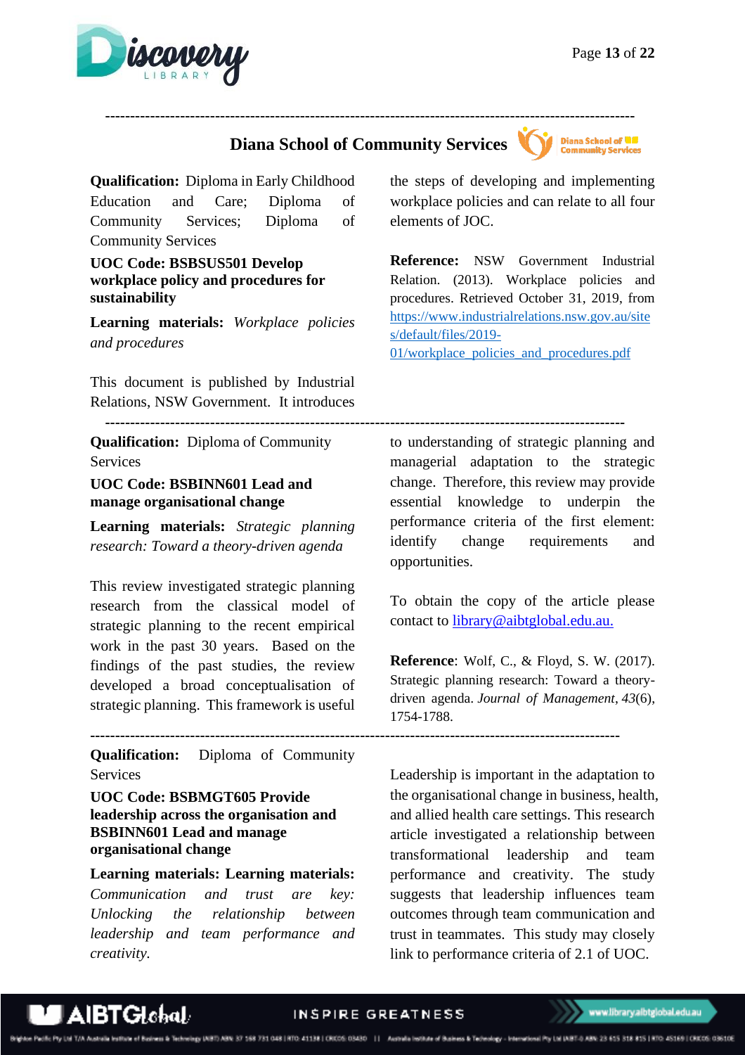## Diana School of Community Services

---

**Qualification:** Diploma in Early Childhood Education and Care; Diploma of Community Services; Diploma of Community Services

**UOC Code: BSBSUS501 Develop workplace policy and procedures for sustainability**

**Learning materials:** *Workplace policies and procedures*

This document is published by Industrial Relations, NSW Government. It introduces the steps of developing and implementing workplace policies and can relate to all four elements of JOC.

**Reference:** NSW Government Industrial Relation. (2013). Workplace policies and procedures. Retrieved October 31, 2019, from https://www.industrialrelations.nsw.gov.au/sites/default/files/2019-01/workplace_policies_and_procedures.pdf

---

**Qualification:** Diploma of Community Services

**UOC Code: BSBINN601 Lead and manage organisational change**

**Learning materials:** *Strategic planning research: Toward a theory-driven agenda*

This review investigated strategic planning research from the classical model of strategic planning to the recent empirical work in the past 30 years. Based on the findings of the past studies, the review developed a broad conceptualisation of strategic planning. This framework is useful to understanding of strategic planning and managerial adaptation to the strategic change. Therefore, this review may provide essential knowledge to underpin the performance criteria of the first element: identify change requirements and opportunities.

To obtain the copy of the article please contact to library@aibtglobal.edu.au.

**Reference**: Wolf, C., & Floyd, S. W. (2017). Strategic planning research: Toward a theory-driven agenda. *Journal of Management*, *43*(6), 1754-1788.

---

**Qualification:** Diploma of Community Services

**UOC Code: BSBMGT605 Provide leadership across the organisation and BSBINN601 Lead and manage organisational change**

**Learning materials: Learning materials:** *Communication and trust are key: Unlocking the relationship between leadership and team performance and creativity.*

Leadership is important in the adaptation to the organisational change in business, health, and allied health care settings. This research article investigated a relationship between transformational leadership and team performance and creativity. The study suggests that leadership influences team outcomes through team communication and trust in teammates. This study may closely link to performance criteria of 2.1 of UOC.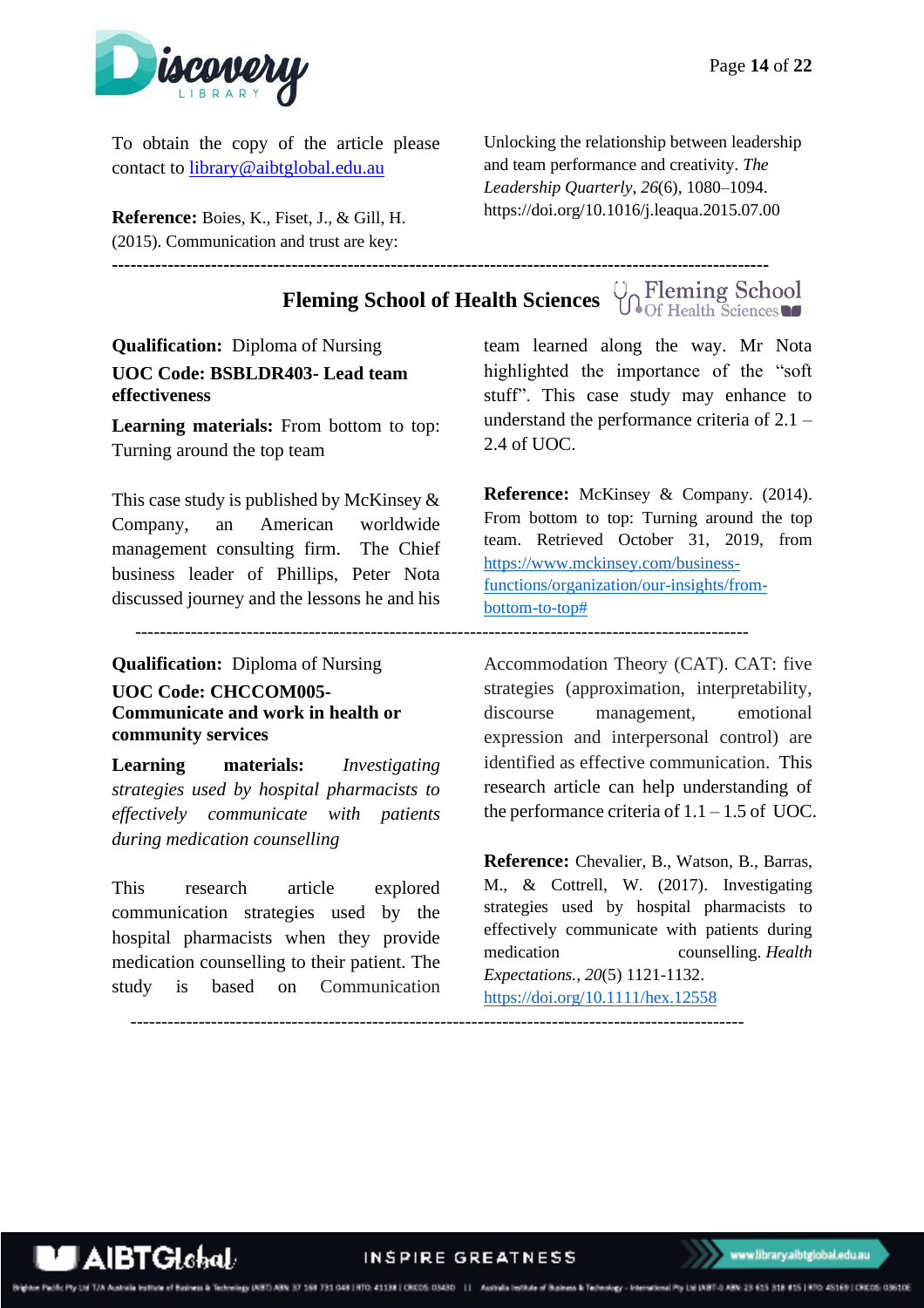To obtain the copy of the article please contact to [library@aibtglobal.edu.au](mailto:library@aibtglobal.edu.au)

**Reference:** Boies, K., Fiset, J., & Gill, H. (2015). Communication and trust are key: Unlocking the relationship between leadership and team performance and creativity. *The Leadership Quarterly*, *26*(6), 1080–1094. https://doi.org/10.1016/j.leaqua.2015.07.00

---

## Fleming School of Health Sciences

**Qualification:** Diploma of Nursing

**UOC Code: BSBLDR403- Lead team effectiveness**

**Learning materials:** From bottom to top: Turning around the top team

This case study is published by McKinsey & Company, an American worldwide management consulting firm. The Chief business leader of Phillips, Peter Nota discussed journey and the lessons he and his team learned along the way. Mr Nota highlighted the importance of the "soft stuff". This case study may enhance to understand the performance criteria of 2.1 – 2.4 of UOC.

**Reference:** McKinsey & Company. (2014). From bottom to top: Turning around the top team. Retrieved October 31, 2019, from [https://www.mckinsey.com/business-functions/organization/our-insights/from-bottom-to-top#](https://www.mckinsey.com/business-functions/organization/our-insights/from-bottom-to-top#)

---

**Qualification:** Diploma of Nursing

**UOC Code: CHCCOM005- Communicate and work in health or community services**

**Learning materials:** *Investigating strategies used by hospital pharmacists to effectively communicate with patients during medication counselling*

This research article explored communication strategies used by the hospital pharmacists when they provide medication counselling to their patient. The study is based on Communication Accommodation Theory (CAT). CAT: five strategies (approximation, interpretability, discourse management, emotional expression and interpersonal control) are identified as effective communication. This research article can help understanding of the performance criteria of 1.1 – 1.5 of UOC.

**Reference:** Chevalier, B., Watson, B., Barras, M., & Cottrell, W. (2017). Investigating strategies used by hospital pharmacists to effectively communicate with patients during medication counselling. *Health Expectations.*, *20*(5) 1121-1132. [https://doi.org/10.1111/hex.12558](https://doi.org/10.1111/hex.12558)

---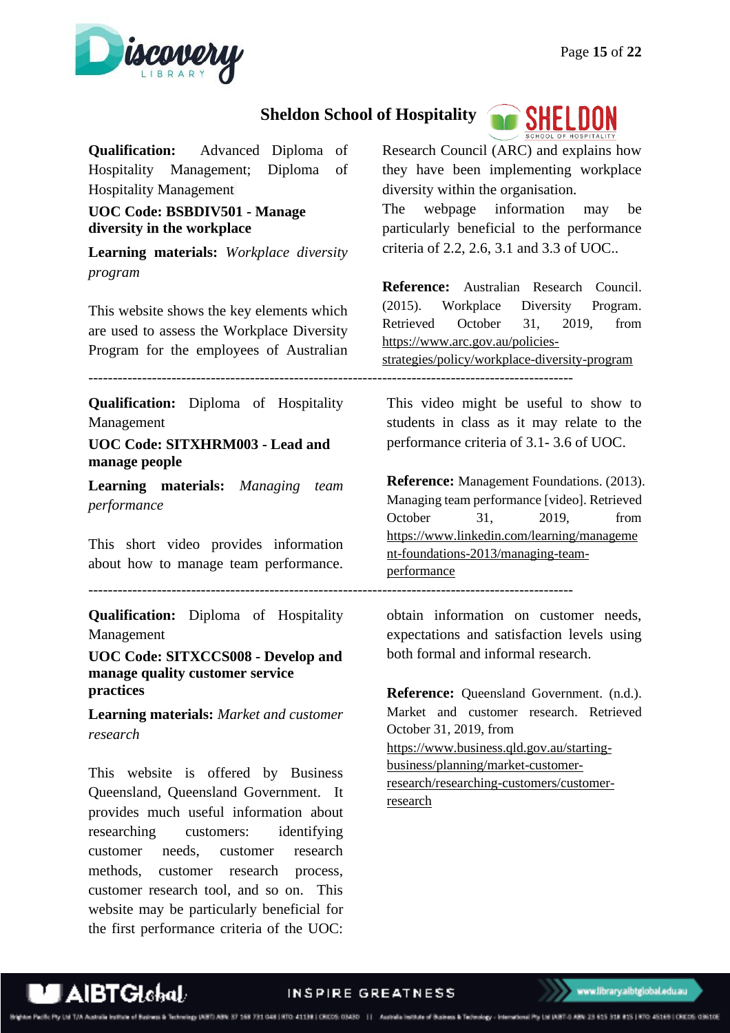## Sheldon School of Hospitality

**Qualification:** Advanced Diploma of Hospitality Management; Diploma of Hospitality Management

**UOC Code: BSBDIV501 - Manage diversity in the workplace**

**Learning materials:** *Workplace diversity program*

This website shows the key elements which are used to assess the Workplace Diversity Program for the employees of Australian Research Council (ARC) and explains how they have been implementing workplace diversity within the organisation.
The webpage information may be particularly beneficial to the performance criteria of 2.2, 2.6, 3.1 and 3.3 of UOC..

**Reference:** Australian Research Council. (2015). Workplace Diversity Program. Retrieved October 31, 2019, from https://www.arc.gov.au/policies-strategies/policy/workplace-diversity-program

---

**Qualification:** Diploma of Hospitality Management

**UOC Code: SITXHRM003 - Lead and manage people**

**Learning materials:** *Managing team performance*

This short video provides information about how to manage team performance. This video might be useful to show to students in class as it may relate to the performance criteria of 3.1- 3.6 of UOC.

**Reference:** Management Foundations. (2013). Managing team performance [video]. Retrieved October 31, 2019, from https://www.linkedin.com/learning/management-foundations-2013/managing-team-performance

---

**Qualification:** Diploma of Hospitality Management

**UOC Code: SITXCCS008 - Develop and manage quality customer service practices**

**Learning materials:** *Market and customer research*

This website is offered by Business Queensland, Queensland Government. It provides much useful information about researching customers: identifying customer needs, customer research methods, customer research process, customer research tool, and so on. This website may be particularly beneficial for the first performance criteria of the UOC: obtain information on customer needs, expectations and satisfaction levels using both formal and informal research.

**Reference:** Queensland Government. (n.d.). Market and customer research. Retrieved October 31, 2019, from https://www.business.qld.gov.au/starting-business/planning/market-customer-research/researching-customers/customer-research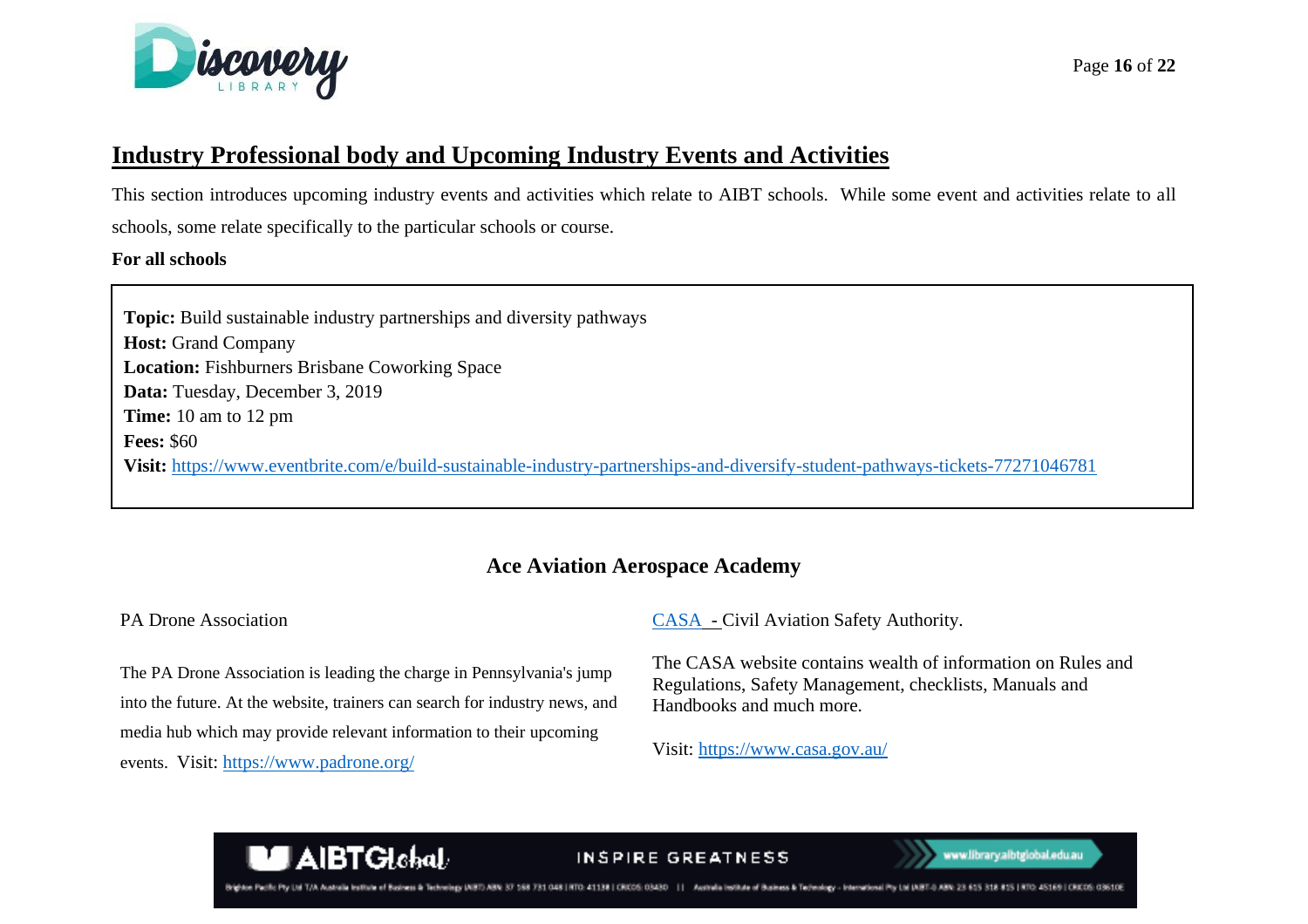## Industry Professional body and Upcoming Industry Events and Activities

This section introduces upcoming industry events and activities which relate to AIBT schools. While some event and activities relate to all schools, some relate specifically to the particular schools or course.

**For all schools**

**Topic:** Build sustainable industry partnerships and diversity pathways
**Host:** Grand Company
**Location:** Fishburners Brisbane Coworking Space
**Data:** Tuesday, December 3, 2019
**Time:** 10 am to 12 pm
**Fees:** $60
**Visit:** https://www.eventbrite.com/e/build-sustainable-industry-partnerships-and-diversify-student-pathways-tickets-77271046781

### Ace Aviation Aerospace Academy

PA Drone Association

The PA Drone Association is leading the charge in Pennsylvania's jump into the future. At the website, trainers can search for industry news, and media hub which may provide relevant information to their upcoming events. Visit: https://www.padrone.org/

CASA - Civil Aviation Safety Authority.

The CASA website contains wealth of information on Rules and Regulations, Safety Management, checklists, Manuals and Handbooks and much more.

Visit: https://www.casa.gov.au/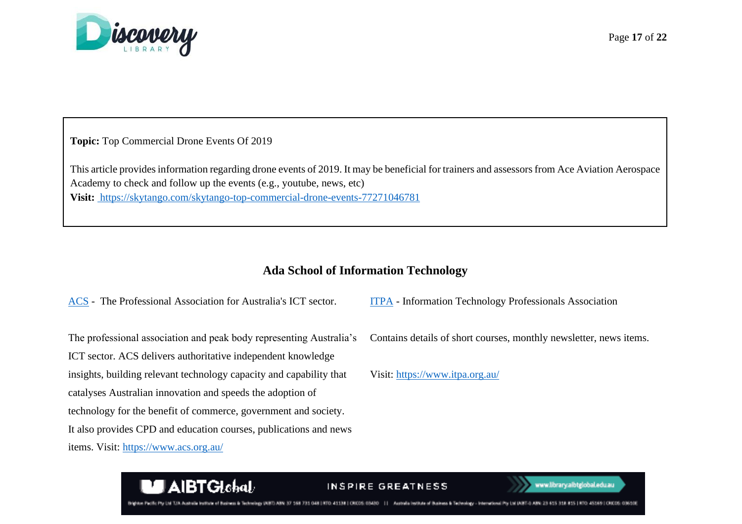**Topic:** Top Commercial Drone Events Of 2019

This article provides information regarding drone events of 2019. It may be beneficial for trainers and assessors from Ace Aviation Aerospace Academy to check and follow up the events (e.g., youtube, news, etc)
**Visit:** [https://skytango.com/skytango-top-commercial-drone-events-77271046781](https://skytango.com/skytango-top-commercial-drone-events-77271046781)

## Ada School of Information Technology

[ACS](https://www.acs.org.au/) - The Professional Association for Australia's ICT sector.

The professional association and peak body representing Australia's ICT sector. ACS delivers authoritative independent knowledge insights, building relevant technology capacity and capability that catalyses Australian innovation and speeds the adoption of technology for the benefit of commerce, government and society. It also provides CPD and education courses, publications and news items. Visit: [https://www.acs.org.au/](https://www.acs.org.au/)

[ITPA](https://www.itpa.org.au/) - Information Technology Professionals Association

Contains details of short courses, monthly newsletter, news items.

Visit: [https://www.itpa.org.au/](https://www.itpa.org.au/)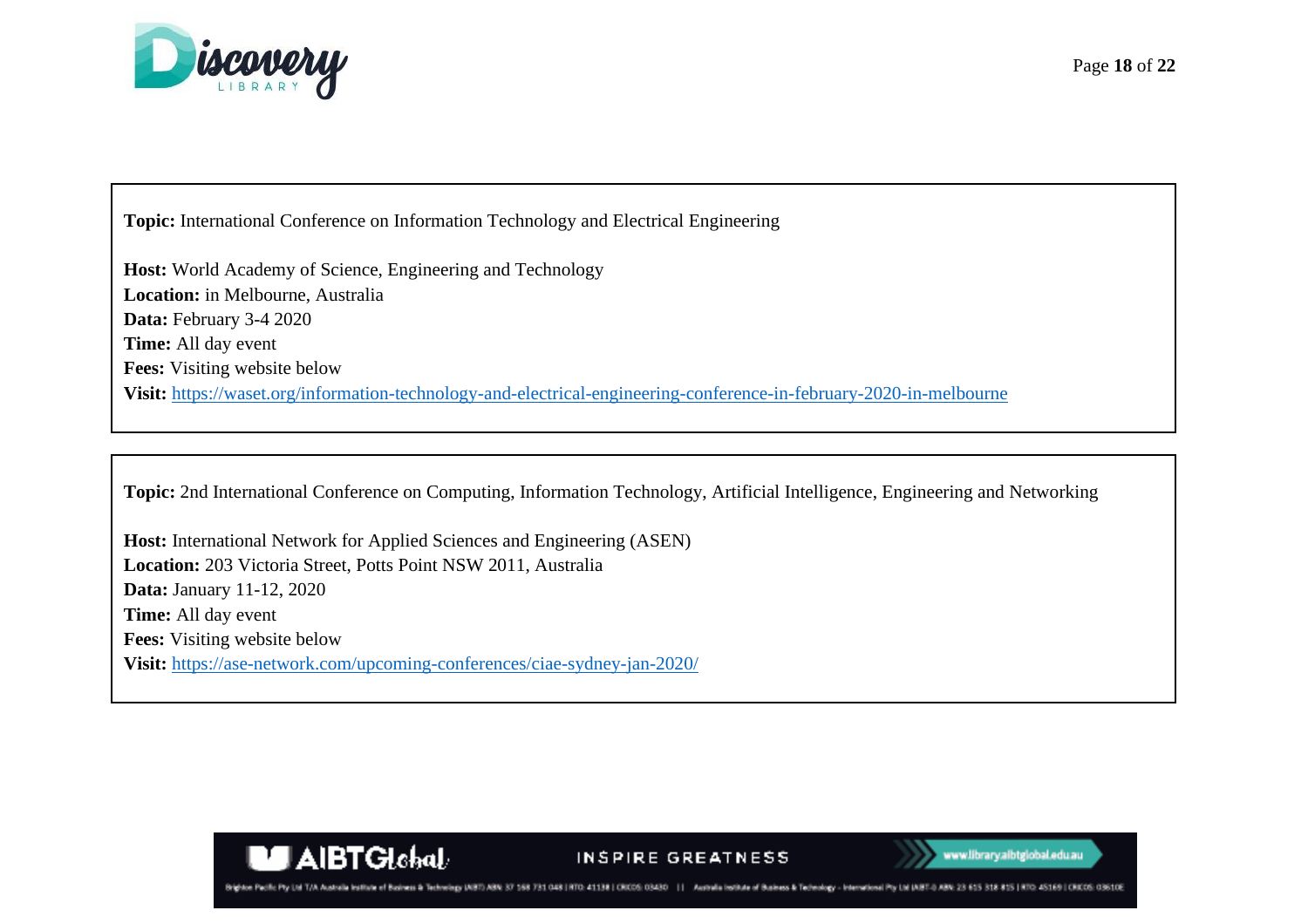**Topic:** International Conference on Information Technology and Electrical Engineering

**Host:** World Academy of Science, Engineering and Technology
**Location:** in Melbourne, Australia
**Data:** February 3-4 2020
**Time:** All day event
**Fees:** Visiting website below
**Visit:** https://waset.org/information-technology-and-electrical-engineering-conference-in-february-2020-in-melbourne

**Topic:** 2nd International Conference on Computing, Information Technology, Artificial Intelligence, Engineering and Networking

**Host:** International Network for Applied Sciences and Engineering (ASEN)
**Location:** 203 Victoria Street, Potts Point NSW 2011, Australia
**Data:** January 11-12, 2020
**Time:** All day event
**Fees:** Visiting website below
**Visit:** https://ase-network.com/upcoming-conferences/ciae-sydney-jan-2020/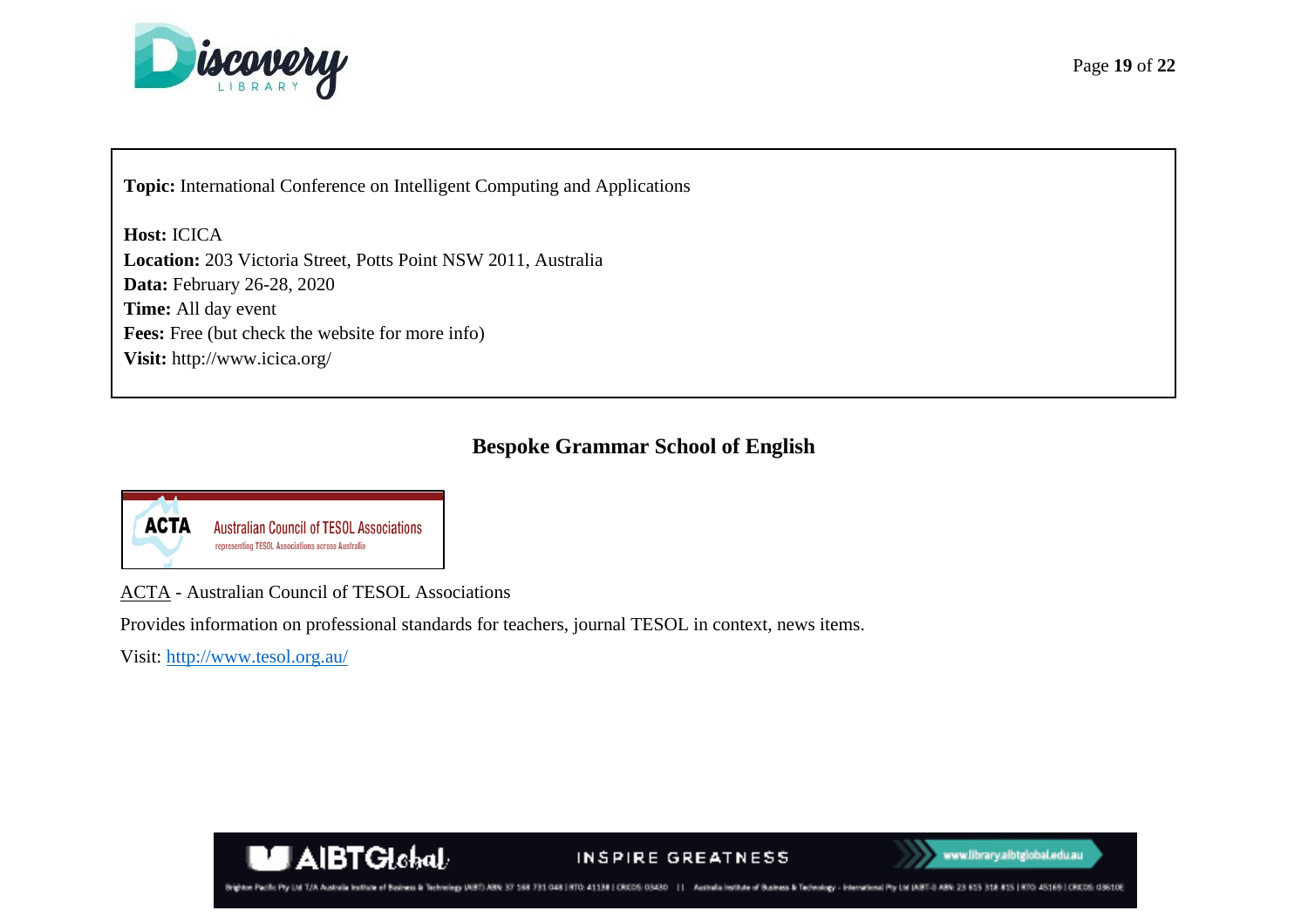**Topic:** International Conference on Intelligent Computing and Applications

**Host:** ICICA
**Location:** 203 Victoria Street, Potts Point NSW 2011, Australia
**Data:** February 26-28, 2020
**Time:** All day event
**Fees:** Free (but check the website for more info)
**Visit:** http://www.icica.org/

## Bespoke Grammar School of English

ACTA - Australian Council of TESOL Associations

Provides information on professional standards for teachers, journal TESOL in context, news items.

Visit: http://www.tesol.org.au/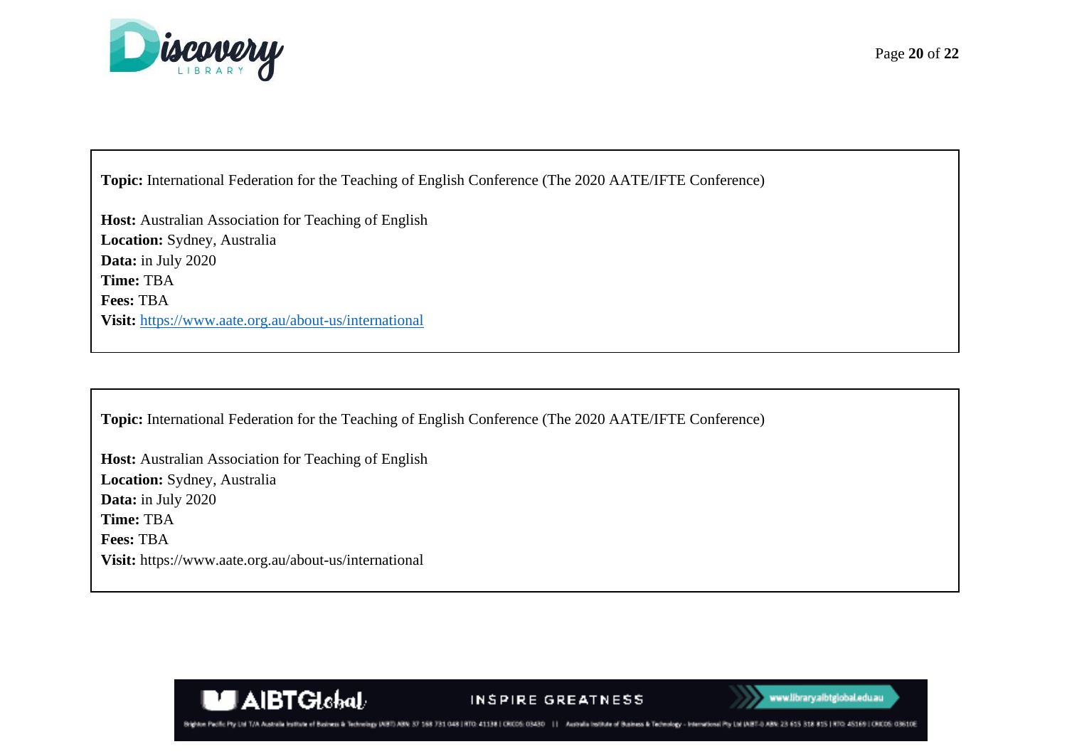**Topic:** International Federation for the Teaching of English Conference (The 2020 AATE/IFTE Conference)

**Host:** Australian Association for Teaching of English
**Location:** Sydney, Australia
**Data:** in July 2020
**Time:** TBA
**Fees:** TBA
**Visit:** [https://www.aate.org.au/about-us/international](https://www.aate.org.au/about-us/international)

---

**Topic:** International Federation for the Teaching of English Conference (The 2020 AATE/IFTE Conference)

**Host:** Australian Association for Teaching of English
**Location:** Sydney, Australia
**Data:** in July 2020
**Time:** TBA
**Fees:** TBA
**Visit:** https://www.aate.org.au/about-us/international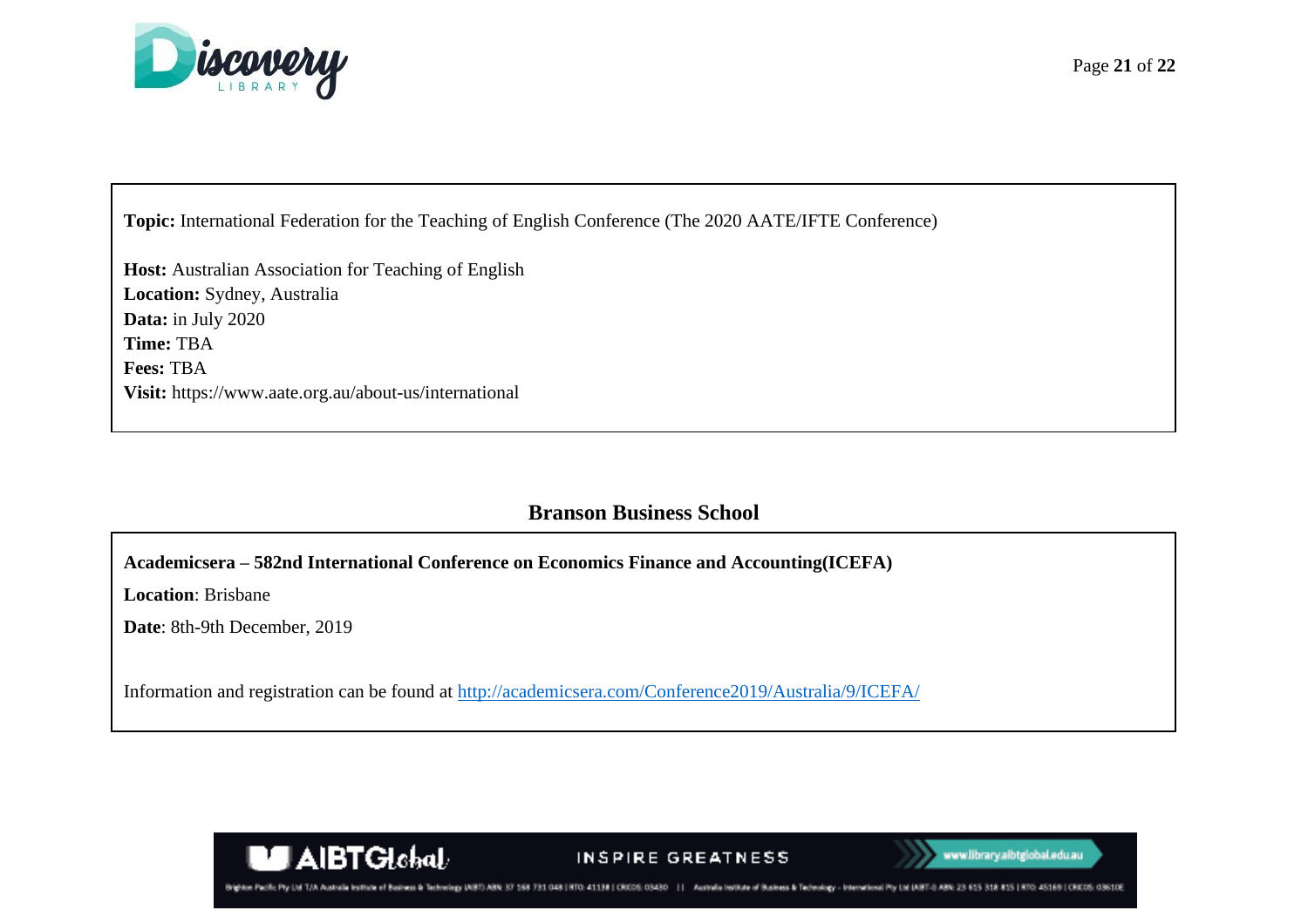**Topic:** International Federation for the Teaching of English Conference (The 2020 AATE/IFTE Conference)

**Host:** Australian Association for Teaching of English
**Location:** Sydney, Australia
**Data:** in July 2020
**Time:** TBA
**Fees:** TBA
**Visit:** https://www.aate.org.au/about-us/international

## Branson Business School

**Academicsera – 582nd International Conference on Economics Finance and Accounting(ICEFA)**

**Location**: Brisbane

**Date**: 8th-9th December, 2019

Information and registration can be found at [http://academicsera.com/Conference2019/Australia/9/ICEFA/](http://academicsera.com/Conference2019/Australia/9/ICEFA/)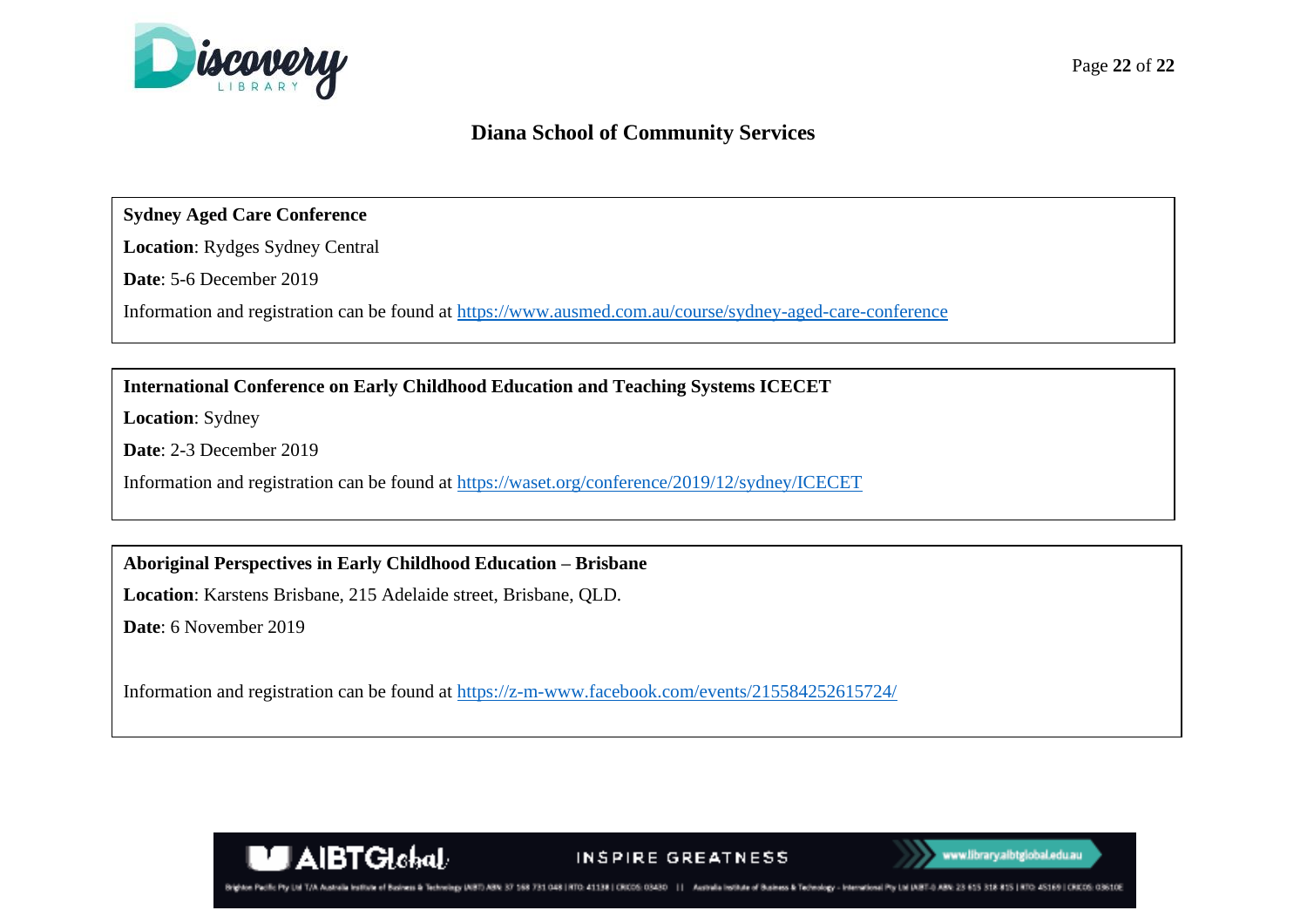## Diana School of Community Services

**Sydney Aged Care Conference**

**Location**: Rydges Sydney Central

**Date**: 5-6 December 2019

Information and registration can be found at https://www.ausmed.com.au/course/sydney-aged-care-conference

**International Conference on Early Childhood Education and Teaching Systems ICECET**

**Location**: Sydney

**Date**: 2-3 December 2019

Information and registration can be found at https://waset.org/conference/2019/12/sydney/ICECET

**Aboriginal Perspectives in Early Childhood Education – Brisbane**

**Location**: Karstens Brisbane, 215 Adelaide street, Brisbane, QLD.

**Date**: 6 November 2019

Information and registration can be found at https://z-m-www.facebook.com/events/215584252615724/